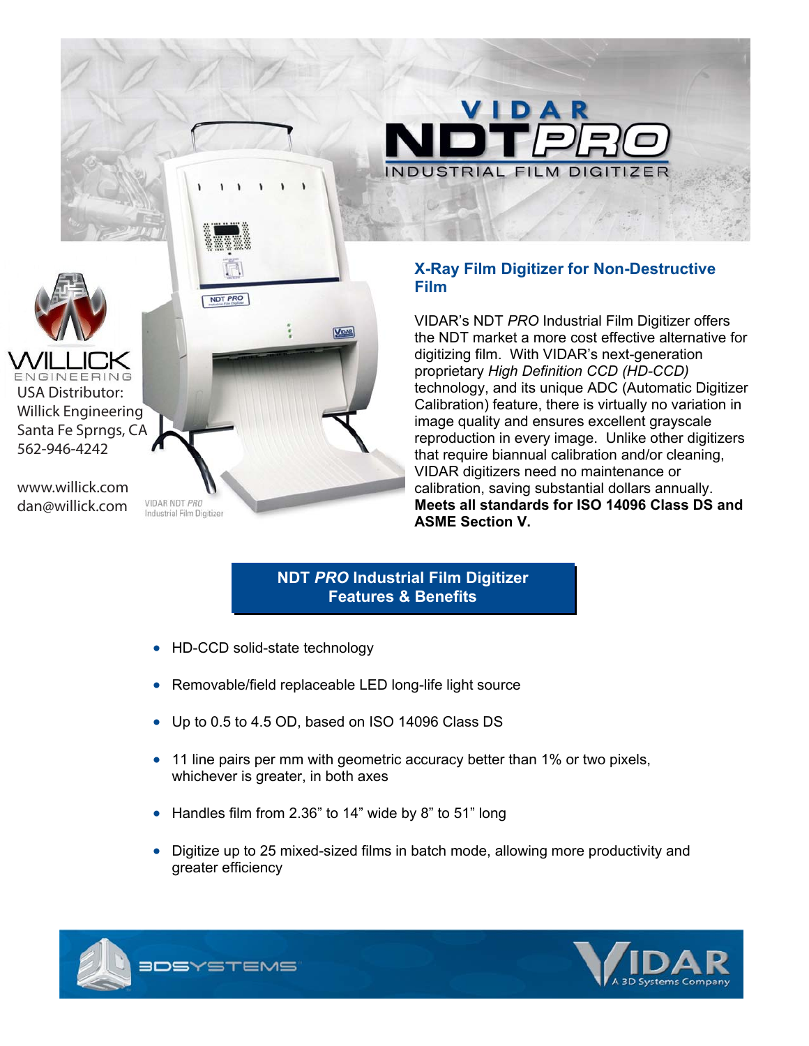# VIDAR NDT*PRO*

INDUSTRIAL FILM DIGITIZER

WILLICK ENGINEERING

USA Distributor:
Willick Engineering
Santa Fe Sprngs, CA
562-946-4242

www.willick.com
dan@willick.com

VIDAR NDT *PRO* Industrial Film Digitizer

## X-Ray Film Digitizer for Non-Destructive Film

VIDAR's NDT *PRO* Industrial Film Digitizer offers the NDT market a more cost effective alternative for digitizing film. With VIDAR's next-generation proprietary *High Definition CCD (HD-CCD)* technology, and its unique ADC (Automatic Digitizer Calibration) feature, there is virtually no variation in image quality and ensures excellent grayscale reproduction in every image. Unlike other digitizers that require biannual calibration and/or cleaning, VIDAR digitizers need no maintenance or calibration, saving substantial dollars annually. **Meets all standards for ISO 14096 Class DS and ASME Section V.**

## NDT *PRO* Industrial Film Digitizer Features & Benefits

- HD-CCD solid-state technology
- Removable/field replaceable LED long-life light source
- Up to 0.5 to 4.5 OD, based on ISO 14096 Class DS
- 11 line pairs per mm with geometric accuracy better than 1% or two pixels, whichever is greater, in both axes
- Handles film from 2.36" to 14" wide by 8" to 51" long
- Digitize up to 25 mixed-sized films in batch mode, allowing more productivity and greater efficiency

3DSYSTEMS

VIDAR A 3D Systems Company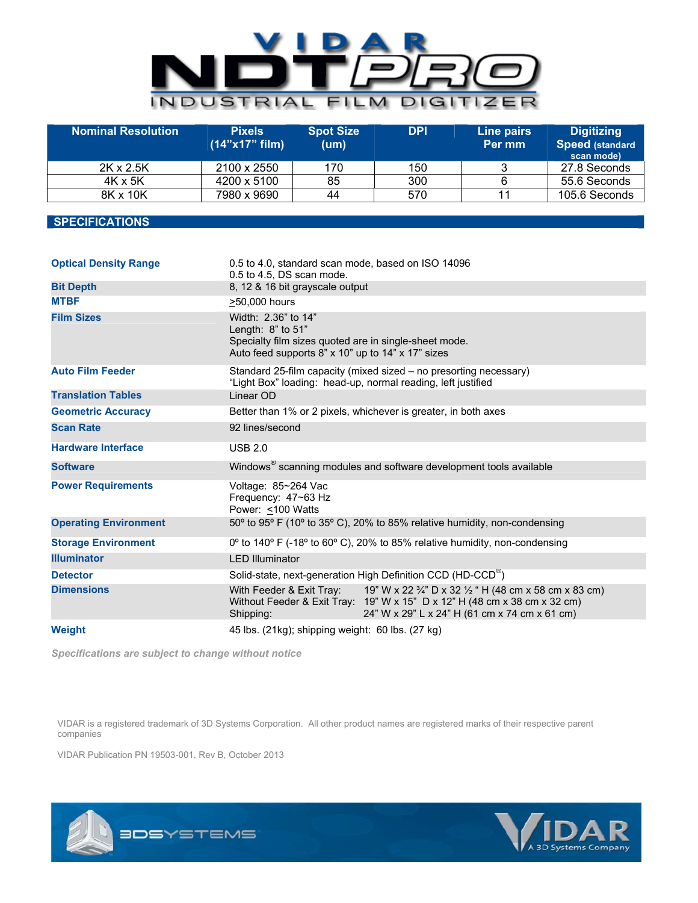# VIDAR NDT PRO

INDUSTRIAL FILM DIGITIZER

| Nominal Resolution | Pixels (14"x17" film) | Spot Size (um) | DPI | Line pairs Per mm | Digitizing Speed (standard scan mode) |
|---|---|---|---|---|---|
| 2K x 2.5K | 2100 x 2550 | 170 | 150 | 3 | 27.8 Seconds |
| 4K x 5K | 4200 x 5100 | 85 | 300 | 6 | 55.6 Seconds |
| 8K x 10K | 7980 x 9690 | 44 | 570 | 11 | 105.6 Seconds |

## SPECIFICATIONS

| | |
|---|---|
| **Optical Density Range** | 0.5 to 4.0, standard scan mode, based on ISO 14096<br>0.5 to 4.5, DS scan mode. |
| **Bit Depth** | 8, 12 & 16 bit grayscale output |
| **MTBF** | ≥50,000 hours |
| **Film Sizes** | Width: 2.36" to 14"<br>Length: 8" to 51"<br>Specialty film sizes quoted are in single-sheet mode.<br>Auto feed supports 8" x 10" up to 14" x 17" sizes |
| **Auto Film Feeder** | Standard 25-film capacity (mixed sized – no presorting necessary)<br>"Light Box" loading: head-up, normal reading, left justified |
| **Translation Tables** | Linear OD |
| **Geometric Accuracy** | Better than 1% or 2 pixels, whichever is greater, in both axes |
| **Scan Rate** | 92 lines/second |
| **Hardware Interface** | USB 2.0 |
| **Software** | Windows® scanning modules and software development tools available |
| **Power Requirements** | Voltage: 85~264 Vac<br>Frequency: 47~63 Hz<br>Power: ≤100 Watts |
| **Operating Environment** | 50º to 95º F (10º to 35º C), 20% to 85% relative humidity, non-condensing |
| **Storage Environment** | 0º to 140º F (-18º to 60º C), 20% to 85% relative humidity, non-condensing |
| **Illuminator** | LED Illuminator |
| **Detector** | Solid-state, next-generation High Definition CCD (HD-CCD®) |
| **Dimensions** | With Feeder & Exit Tray: 19" W x 22 ¾" D x 32 ½ " H (48 cm x 58 cm x 83 cm)<br>Without Feeder & Exit Tray: 19" W x 15" D x 12" H (48 cm x 38 cm x 32 cm)<br>Shipping: 24" W x 29" L x 24" H (61 cm x 74 cm x 61 cm) |
| **Weight** | 45 lbs. (21kg); shipping weight: 60 lbs. (27 kg) |

***Specifications are subject to change without notice***

VIDAR is a registered trademark of 3D Systems Corporation. All other product names are registered marks of their respective parent companies

VIDAR Publication PN 19503-001, Rev B, October 2013

3DSYSTEMS

VIDAR A 3D Systems Company